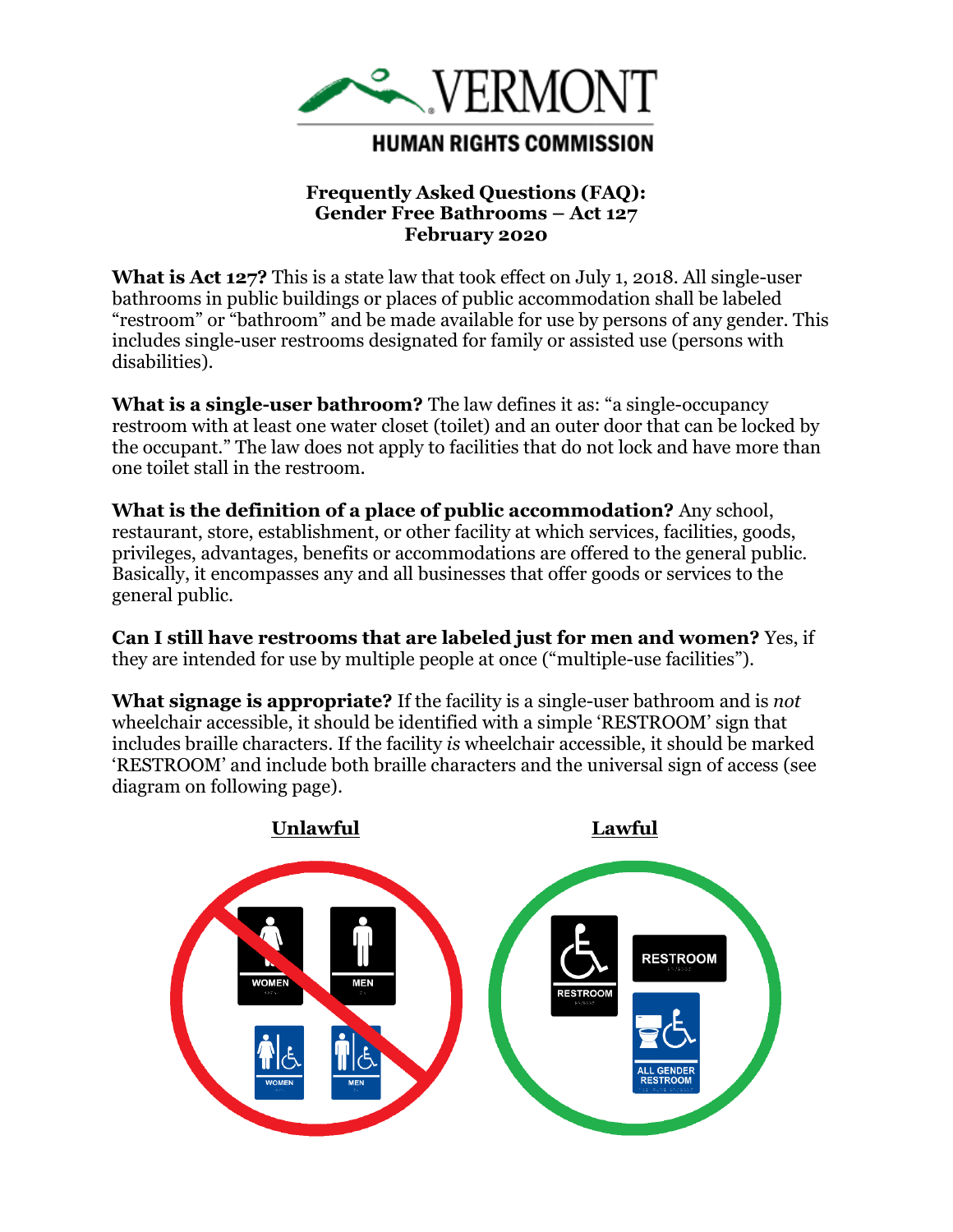VERMONT

HUMAN RIGHTS COMMISSION

## Frequently Asked Questions (FAQ): Gender Free Bathrooms – Act 127 February 2020

**What is Act 127?** This is a state law that took effect on July 1, 2018. All single-user bathrooms in public buildings or places of public accommodation shall be labeled "restroom" or "bathroom" and be made available for use by persons of any gender. This includes single-user restrooms designated for family or assisted use (persons with disabilities).

**What is a single-user bathroom?** The law defines it as: "a single-occupancy restroom with at least one water closet (toilet) and an outer door that can be locked by the occupant." The law does not apply to facilities that do not lock and have more than one toilet stall in the restroom.

**What is the definition of a place of public accommodation?** Any school, restaurant, store, establishment, or other facility at which services, facilities, goods, privileges, advantages, benefits or accommodations are offered to the general public. Basically, it encompasses any and all businesses that offer goods or services to the general public.

**Can I still have restrooms that are labeled just for men and women?** Yes, if they are intended for use by multiple people at once ("multiple-use facilities").

**What signage is appropriate?** If the facility is a single-user bathroom and is *not* wheelchair accessible, it should be identified with a simple 'RESTROOM' sign that includes braille characters. If the facility *is* wheelchair accessible, it should be marked 'RESTROOM' and include both braille characters and the universal sign of access (see diagram on following page).

**Unlawful** | **Lawful**

WOMEN | MEN | WOMEN | MEN

RESTROOM | RESTROOM | ALL GENDER RESTROOM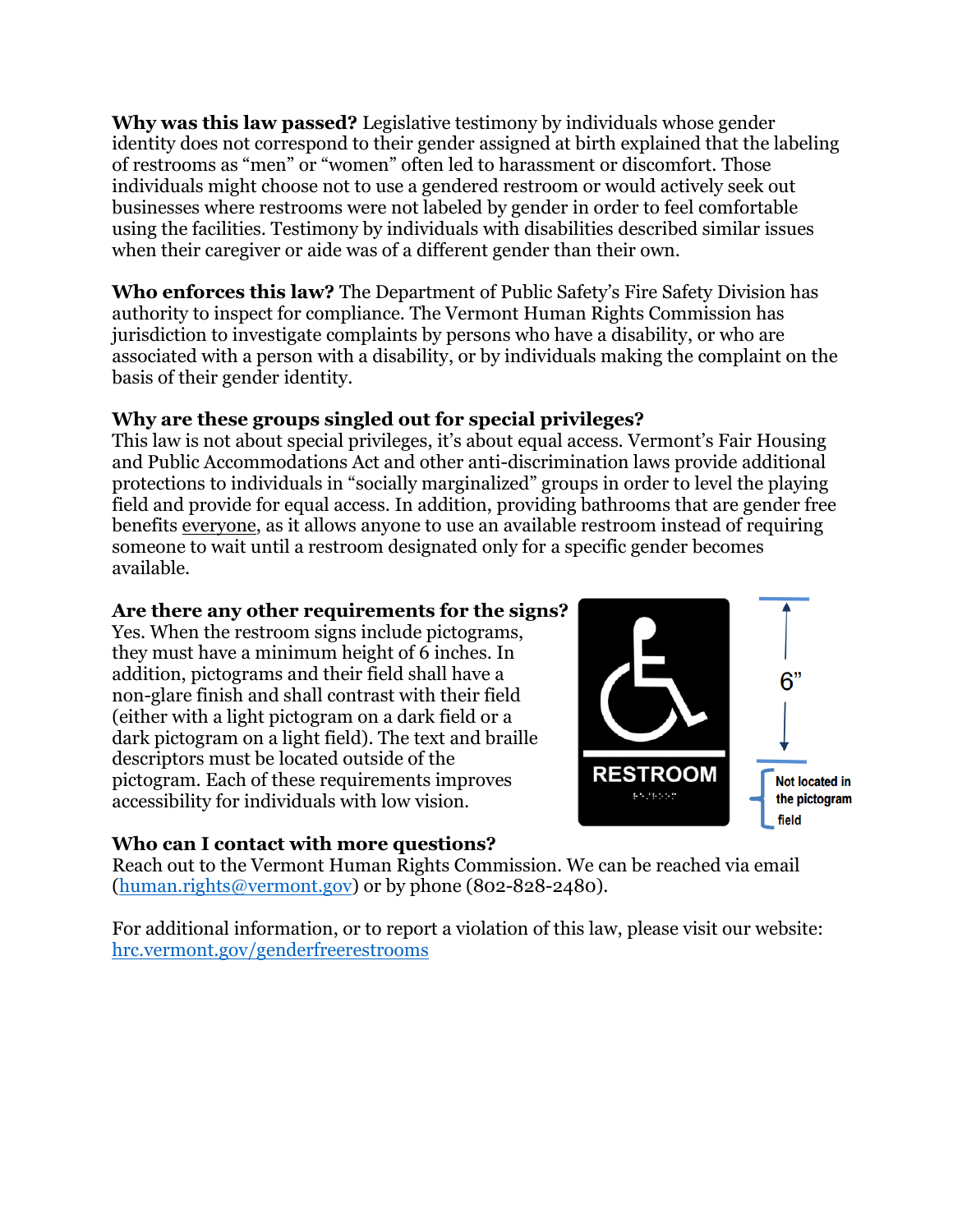**Why was this law passed?** Legislative testimony by individuals whose gender identity does not correspond to their gender assigned at birth explained that the labeling of restrooms as "men" or "women" often led to harassment or discomfort. Those individuals might choose not to use a gendered restroom or would actively seek out businesses where restrooms were not labeled by gender in order to feel comfortable using the facilities. Testimony by individuals with disabilities described similar issues when their caregiver or aide was of a different gender than their own.

**Who enforces this law?** The Department of Public Safety's Fire Safety Division has authority to inspect for compliance. The Vermont Human Rights Commission has jurisdiction to investigate complaints by persons who have a disability, or who are associated with a person with a disability, or by individuals making the complaint on the basis of their gender identity.

**Why are these groups singled out for special privileges?**
This law is not about special privileges, it's about equal access. Vermont's Fair Housing and Public Accommodations Act and other anti-discrimination laws provide additional protections to individuals in "socially marginalized" groups in order to level the playing field and provide for equal access. In addition, providing bathrooms that are gender free benefits everyone, as it allows anyone to use an available restroom instead of requiring someone to wait until a restroom designated only for a specific gender becomes available.

**Are there any other requirements for the signs?**
Yes. When the restroom signs include pictograms, they must have a minimum height of 6 inches. In addition, pictograms and their field shall have a non-glare finish and shall contrast with their field (either with a light pictogram on a dark field or a dark pictogram on a light field). The text and braille descriptors must be located outside of the pictogram. Each of these requirements improves accessibility for individuals with low vision.

6"

RESTROOM

Not located in the pictogram field

**Who can I contact with more questions?**
Reach out to the Vermont Human Rights Commission. We can be reached via email (human.rights@vermont.gov) or by phone (802-828-2480).

For additional information, or to report a violation of this law, please visit our website: hrc.vermont.gov/genderfreerestrooms